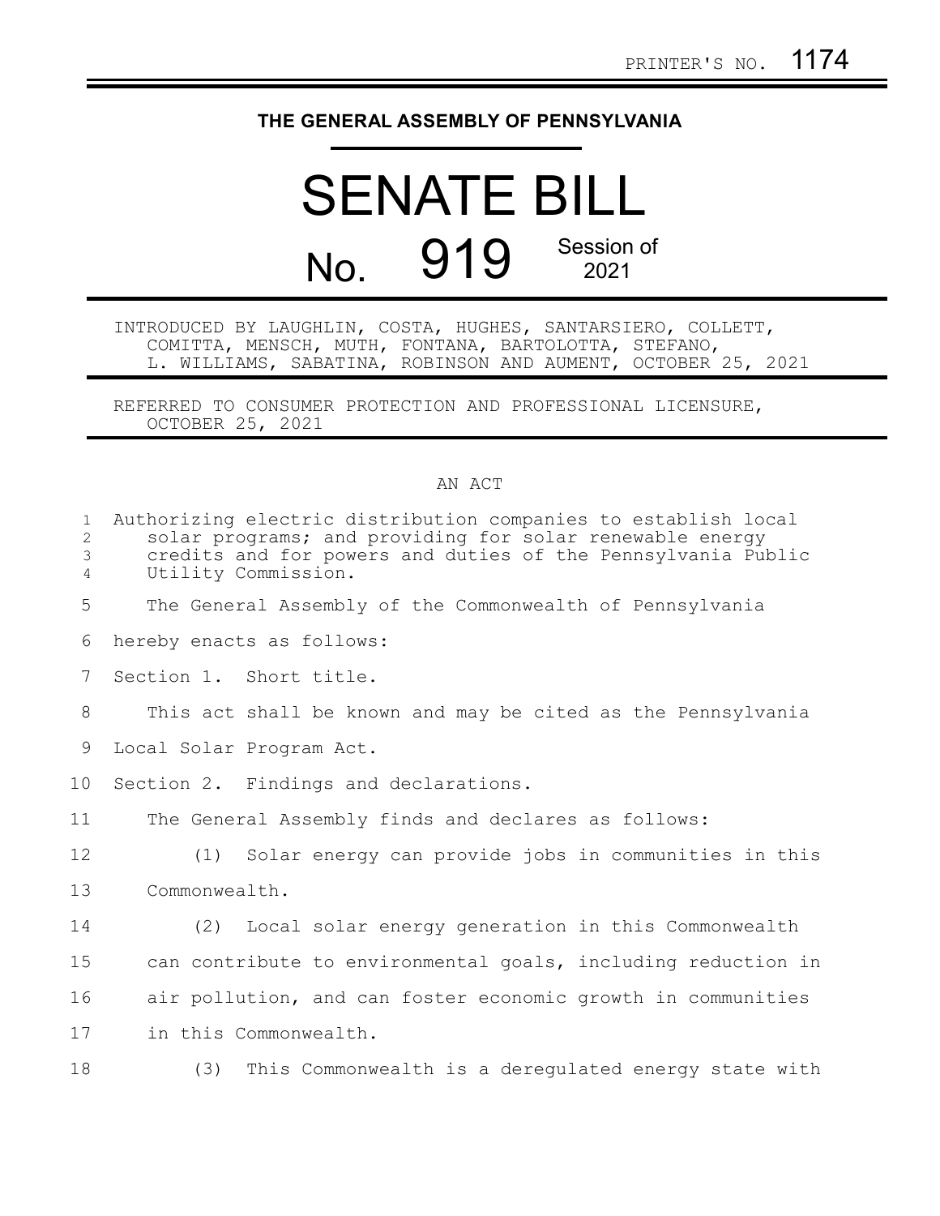PRINTER'S NO. 1174

# THE GENERAL ASSEMBLY OF PENNSYLVANIA

# SENATE BILL

## No. 919 Session of 2021

INTRODUCED BY LAUGHLIN, COSTA, HUGHES, SANTARSIERO, COLLETT, COMITTA, MENSCH, MUTH, FONTANA, BARTOLOTTA, STEFANO, L. WILLIAMS, SABATINA, ROBINSON AND AUMENT, OCTOBER 25, 2021

REFERRED TO CONSUMER PROTECTION AND PROFESSIONAL LICENSURE, OCTOBER 25, 2021

AN ACT

Authorizing electric distribution companies to establish local solar programs; and providing for solar renewable energy credits and for powers and duties of the Pennsylvania Public Utility Commission.

The General Assembly of the Commonwealth of Pennsylvania hereby enacts as follows:

Section 1. Short title.

This act shall be known and may be cited as the Pennsylvania Local Solar Program Act.

Section 2. Findings and declarations.

The General Assembly finds and declares as follows:

(1) Solar energy can provide jobs in communities in this Commonwealth.

(2) Local solar energy generation in this Commonwealth can contribute to environmental goals, including reduction in air pollution, and can foster economic growth in communities in this Commonwealth.

(3) This Commonwealth is a deregulated energy state with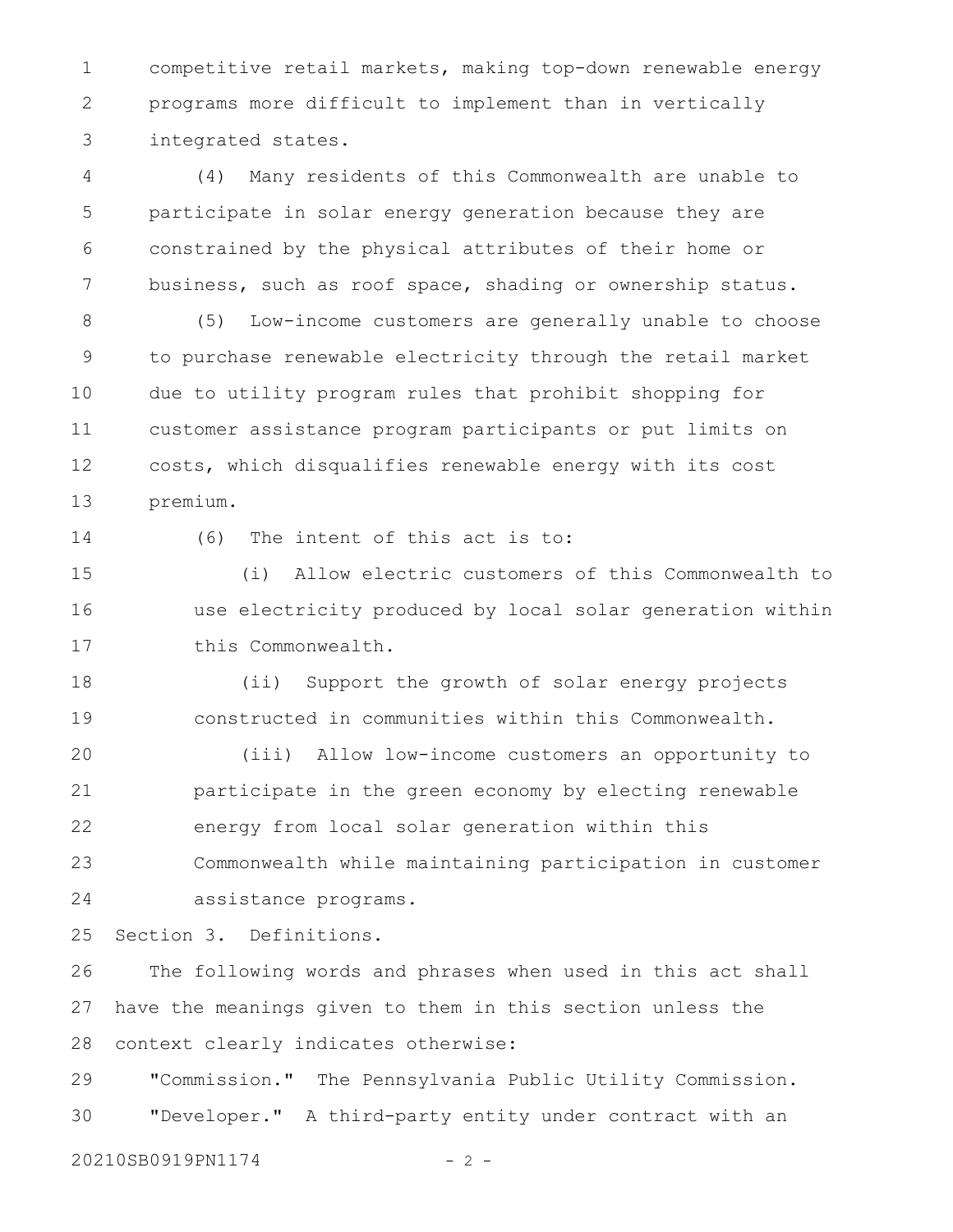competitive retail markets, making top-down renewable energy programs more difficult to implement than in vertically integrated states.

(4) Many residents of this Commonwealth are unable to participate in solar energy generation because they are constrained by the physical attributes of their home or business, such as roof space, shading or ownership status.

(5) Low-income customers are generally unable to choose to purchase renewable electricity through the retail market due to utility program rules that prohibit shopping for customer assistance program participants or put limits on costs, which disqualifies renewable energy with its cost premium.

(6) The intent of this act is to:

(i) Allow electric customers of this Commonwealth to use electricity produced by local solar generation within this Commonwealth.

(ii) Support the growth of solar energy projects constructed in communities within this Commonwealth.

(iii) Allow low-income customers an opportunity to participate in the green economy by electing renewable energy from local solar generation within this Commonwealth while maintaining participation in customer assistance programs.

Section 3. Definitions.

The following words and phrases when used in this act shall have the meanings given to them in this section unless the context clearly indicates otherwise:

"Commission." The Pennsylvania Public Utility Commission.

"Developer." A third-party entity under contract with an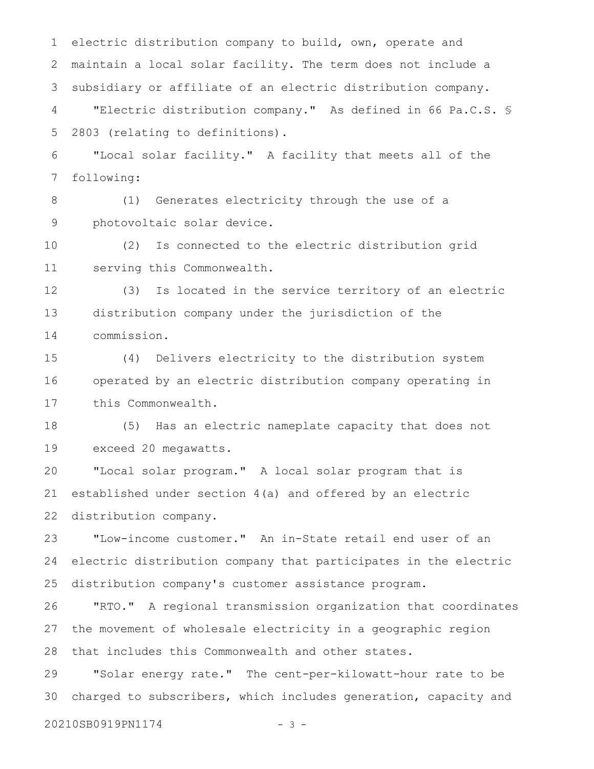electric distribution company to build, own, operate and maintain a local solar facility. The term does not include a subsidiary or affiliate of an electric distribution company.

"Electric distribution company." As defined in 66 Pa.C.S. § 2803 (relating to definitions).

"Local solar facility." A facility that meets all of the following:

(1) Generates electricity through the use of a photovoltaic solar device.

(2) Is connected to the electric distribution grid serving this Commonwealth.

(3) Is located in the service territory of an electric distribution company under the jurisdiction of the commission.

(4) Delivers electricity to the distribution system operated by an electric distribution company operating in this Commonwealth.

(5) Has an electric nameplate capacity that does not exceed 20 megawatts.

"Local solar program." A local solar program that is established under section 4(a) and offered by an electric distribution company.

"Low-income customer." An in-State retail end user of an electric distribution company that participates in the electric distribution company's customer assistance program.

"RTO." A regional transmission organization that coordinates the movement of wholesale electricity in a geographic region that includes this Commonwealth and other states.

"Solar energy rate." The cent-per-kilowatt-hour rate to be charged to subscribers, which includes generation, capacity and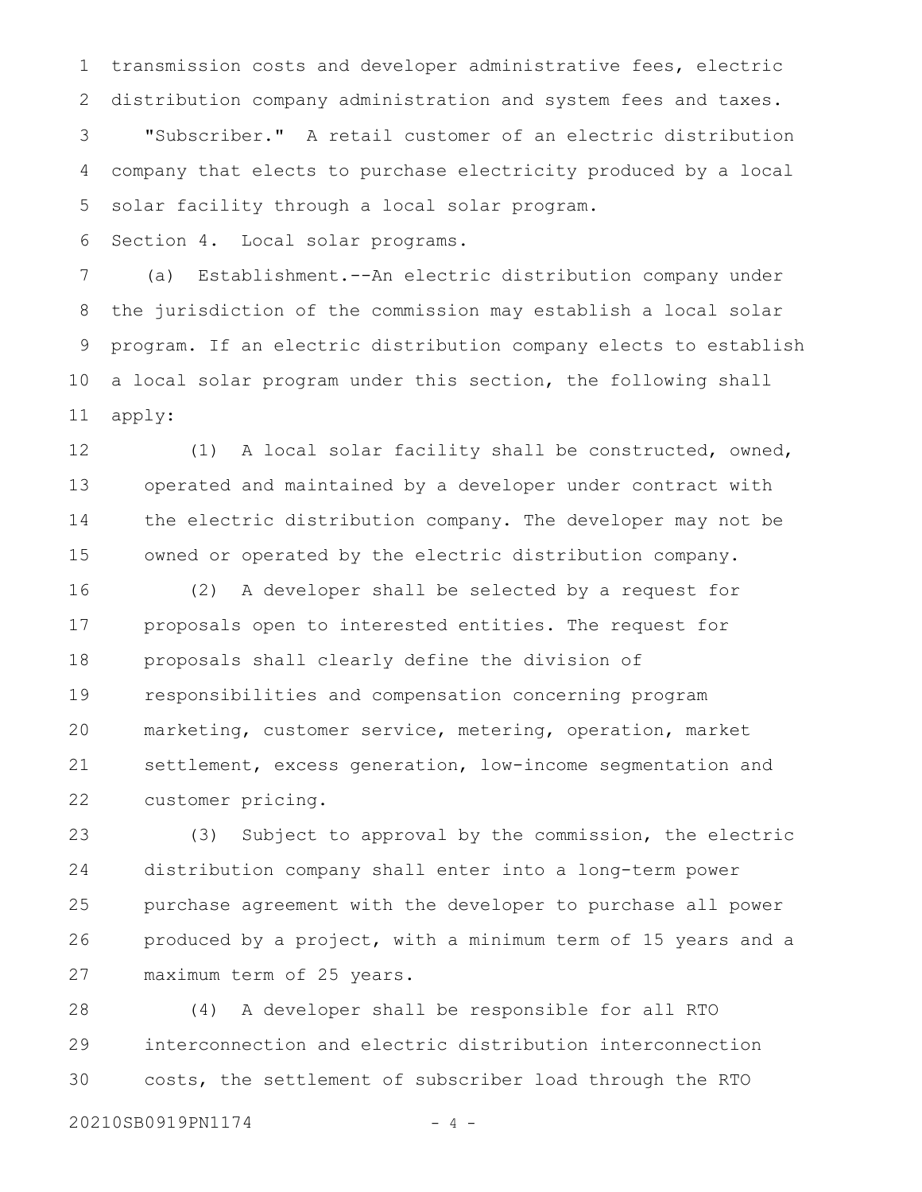transmission costs and developer administrative fees, electric distribution company administration and system fees and taxes.

"Subscriber." A retail customer of an electric distribution company that elects to purchase electricity produced by a local solar facility through a local solar program.

Section 4. Local solar programs.

(a) Establishment.--An electric distribution company under the jurisdiction of the commission may establish a local solar program. If an electric distribution company elects to establish a local solar program under this section, the following shall apply:

(1) A local solar facility shall be constructed, owned, operated and maintained by a developer under contract with the electric distribution company. The developer may not be owned or operated by the electric distribution company.

(2) A developer shall be selected by a request for proposals open to interested entities. The request for proposals shall clearly define the division of responsibilities and compensation concerning program marketing, customer service, metering, operation, market settlement, excess generation, low-income segmentation and customer pricing.

(3) Subject to approval by the commission, the electric distribution company shall enter into a long-term power purchase agreement with the developer to purchase all power produced by a project, with a minimum term of 15 years and a maximum term of 25 years.

(4) A developer shall be responsible for all RTO interconnection and electric distribution interconnection costs, the settlement of subscriber load through the RTO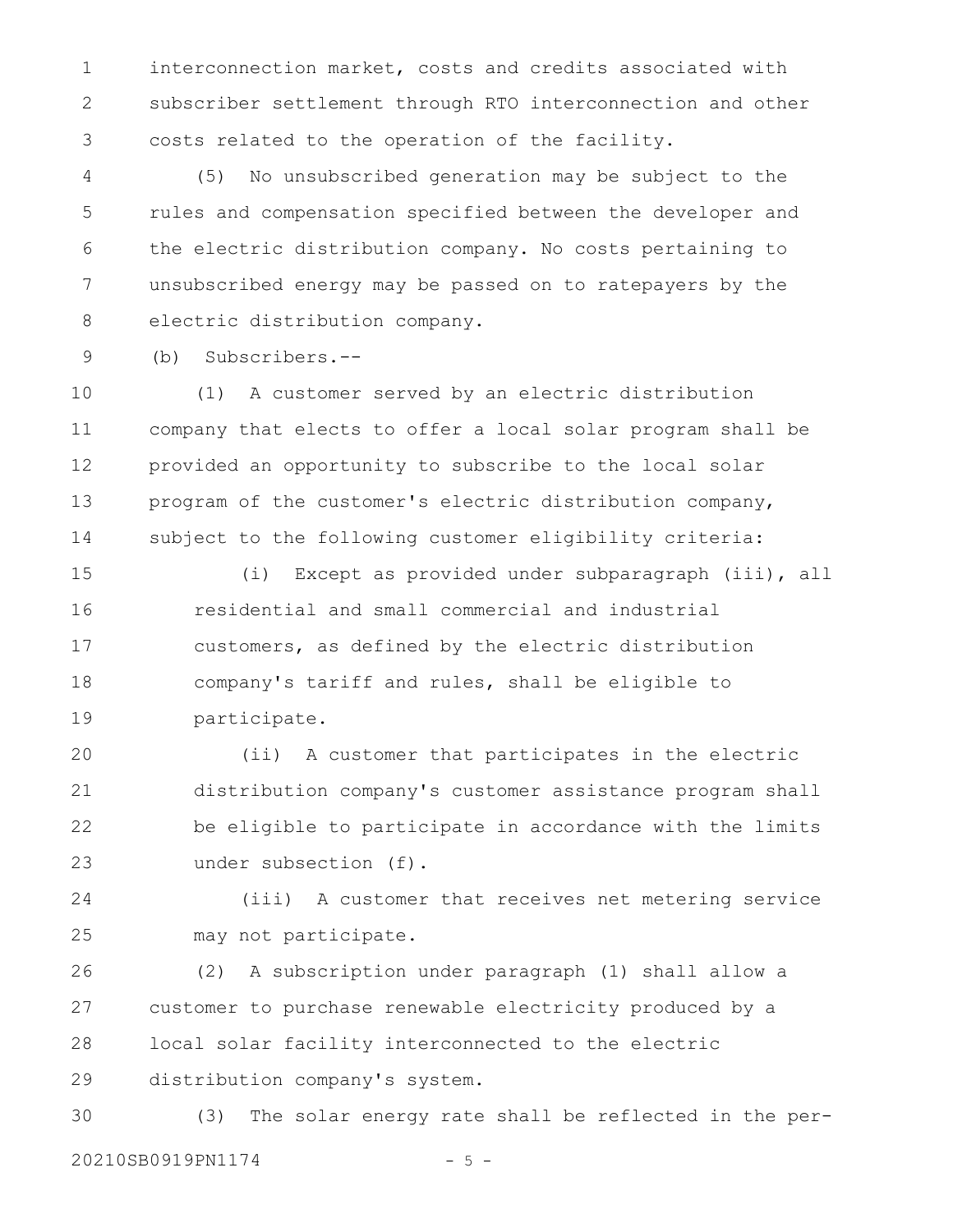interconnection market, costs and credits associated with subscriber settlement through RTO interconnection and other costs related to the operation of the facility.

(5) No unsubscribed generation may be subject to the rules and compensation specified between the developer and the electric distribution company. No costs pertaining to unsubscribed energy may be passed on to ratepayers by the electric distribution company.

(b) Subscribers.--

(1) A customer served by an electric distribution company that elects to offer a local solar program shall be provided an opportunity to subscribe to the local solar program of the customer's electric distribution company, subject to the following customer eligibility criteria:

(i) Except as provided under subparagraph (iii), all residential and small commercial and industrial customers, as defined by the electric distribution company's tariff and rules, shall be eligible to participate.

(ii) A customer that participates in the electric distribution company's customer assistance program shall be eligible to participate in accordance with the limits under subsection (f).

(iii) A customer that receives net metering service may not participate.

(2) A subscription under paragraph (1) shall allow a customer to purchase renewable electricity produced by a local solar facility interconnected to the electric distribution company's system.

(3) The solar energy rate shall be reflected in the per-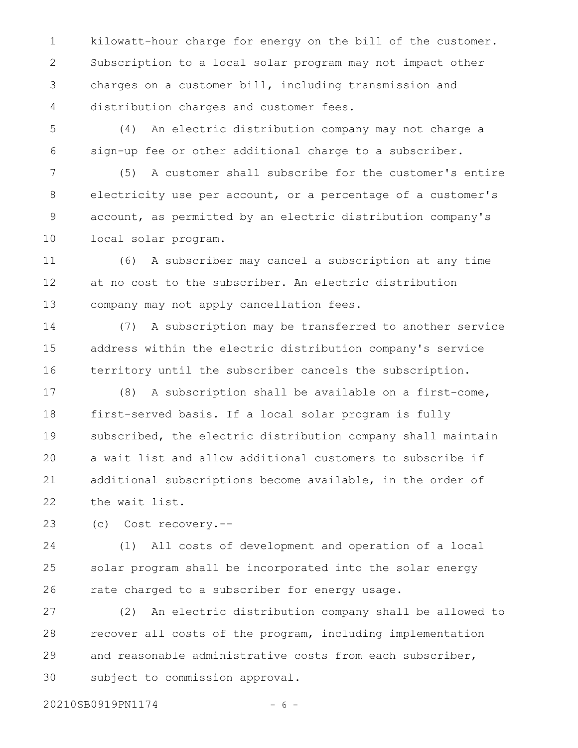kilowatt-hour charge for energy on the bill of the customer. Subscription to a local solar program may not impact other charges on a customer bill, including transmission and distribution charges and customer fees.

(4) An electric distribution company may not charge a sign-up fee or other additional charge to a subscriber.

(5) A customer shall subscribe for the customer's entire electricity use per account, or a percentage of a customer's account, as permitted by an electric distribution company's local solar program.

(6) A subscriber may cancel a subscription at any time at no cost to the subscriber. An electric distribution company may not apply cancellation fees.

(7) A subscription may be transferred to another service address within the electric distribution company's service territory until the subscriber cancels the subscription.

(8) A subscription shall be available on a first-come, first-served basis. If a local solar program is fully subscribed, the electric distribution company shall maintain a wait list and allow additional customers to subscribe if additional subscriptions become available, in the order of the wait list.

(c) Cost recovery.--

(1) All costs of development and operation of a local solar program shall be incorporated into the solar energy rate charged to a subscriber for energy usage.

(2) An electric distribution company shall be allowed to recover all costs of the program, including implementation and reasonable administrative costs from each subscriber, subject to commission approval.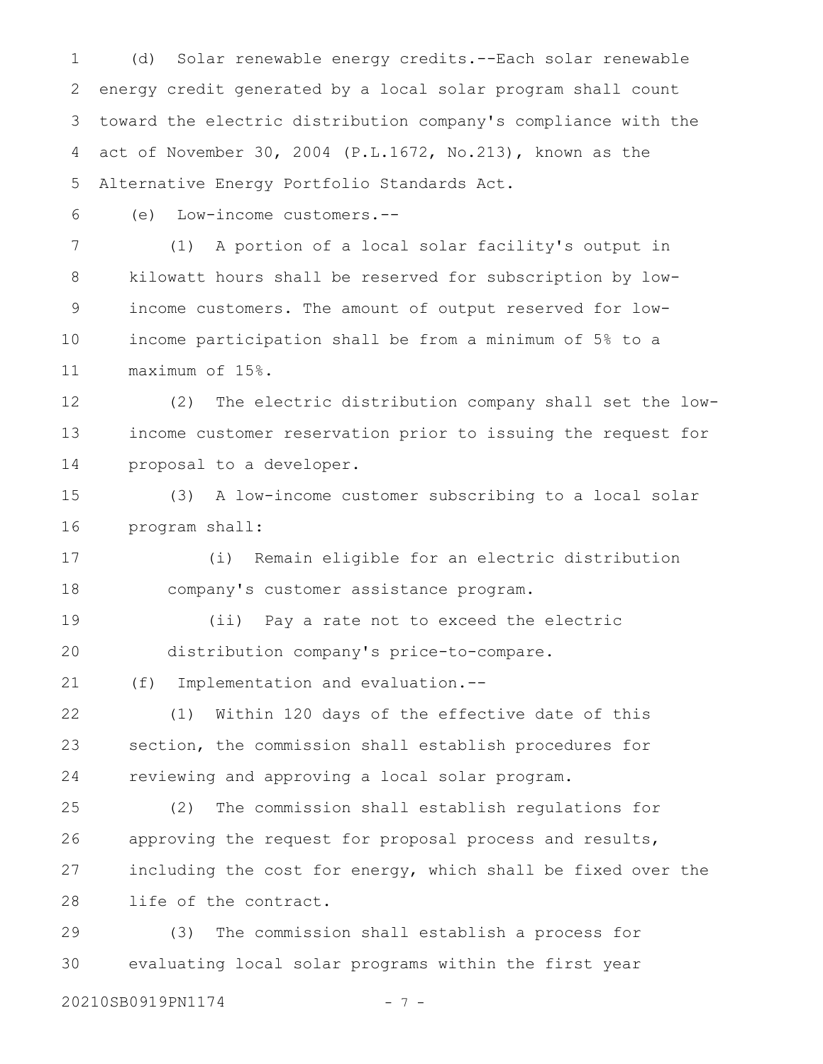(d) Solar renewable energy credits.--Each solar renewable energy credit generated by a local solar program shall count toward the electric distribution company's compliance with the act of November 30, 2004 (P.L.1672, No.213), known as the Alternative Energy Portfolio Standards Act.

(e) Low-income customers.--

(1) A portion of a local solar facility's output in kilowatt hours shall be reserved for subscription by low-income customers. The amount of output reserved for low-income participation shall be from a minimum of 5% to a maximum of 15%.

(2) The electric distribution company shall set the low-income customer reservation prior to issuing the request for proposal to a developer.

(3) A low-income customer subscribing to a local solar program shall:

(i) Remain eligible for an electric distribution company's customer assistance program.

(ii) Pay a rate not to exceed the electric distribution company's price-to-compare.

(f) Implementation and evaluation.--

(1) Within 120 days of the effective date of this section, the commission shall establish procedures for reviewing and approving a local solar program.

(2) The commission shall establish regulations for approving the request for proposal process and results, including the cost for energy, which shall be fixed over the life of the contract.

(3) The commission shall establish a process for evaluating local solar programs within the first year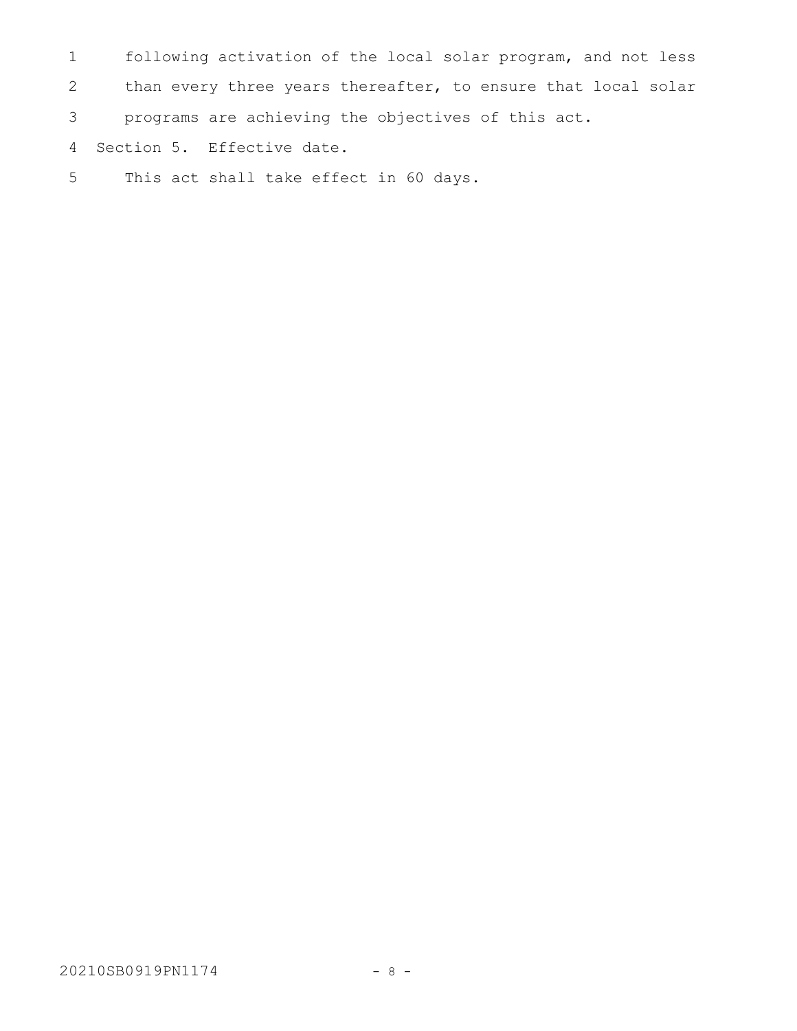following activation of the local solar program, and not less than every three years thereafter, to ensure that local solar programs are achieving the objectives of this act.

Section 5. Effective date.

This act shall take effect in 60 days.